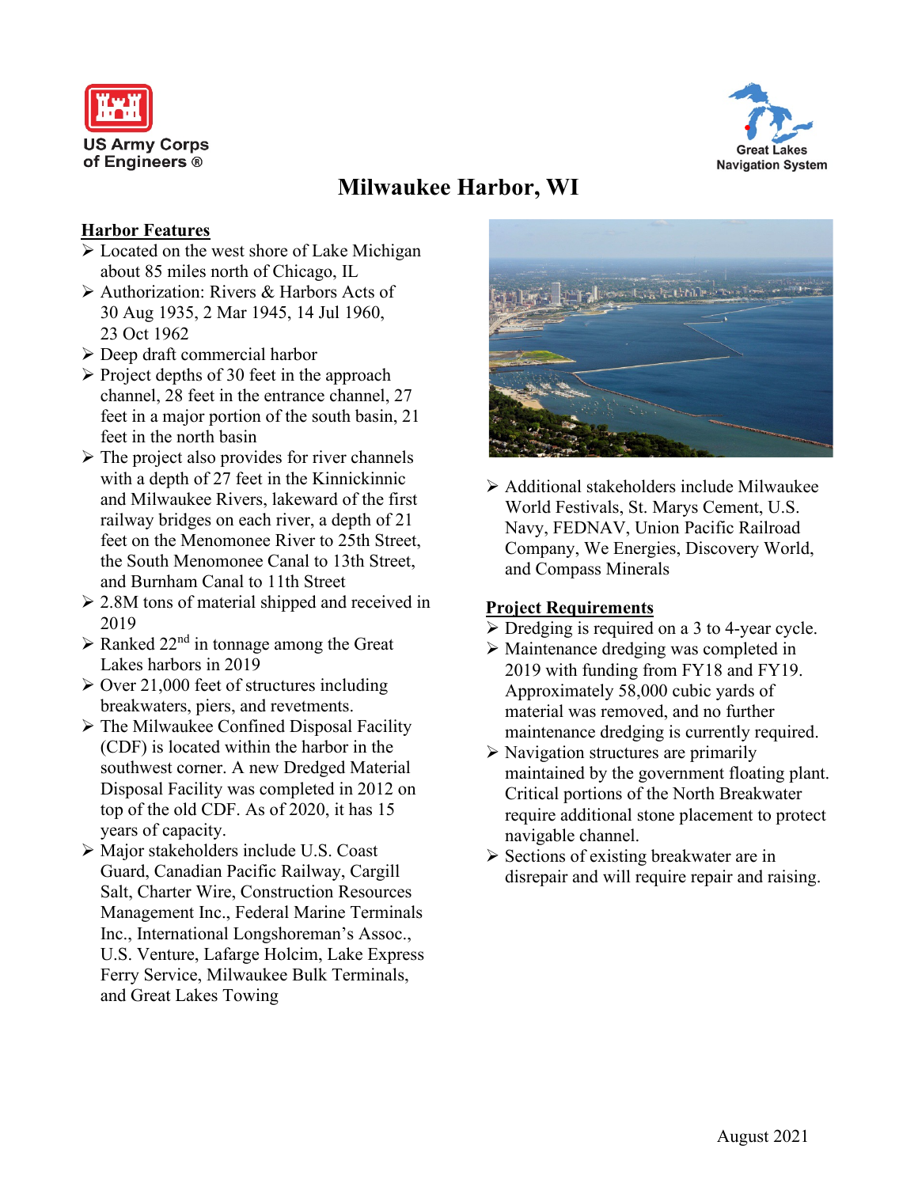US Army Corps of Engineers ®

Great Lakes Navigation System

# Milwaukee Harbor, WI

## Harbor Features

- Located on the west shore of Lake Michigan about 85 miles north of Chicago, IL
- Authorization: Rivers & Harbors Acts of 30 Aug 1935, 2 Mar 1945, 14 Jul 1960, 23 Oct 1962
- Deep draft commercial harbor
- Project depths of 30 feet in the approach channel, 28 feet in the entrance channel, 27 feet in a major portion of the south basin, 21 feet in the north basin
- The project also provides for river channels with a depth of 27 feet in the Kinnickinnic and Milwaukee Rivers, lakeward of the first railway bridges on each river, a depth of 21 feet on the Menomonee River to 25th Street, the South Menomonee Canal to 13th Street, and Burnham Canal to 11th Street
- 2.8M tons of material shipped and received in 2019
- Ranked 22nd in tonnage among the Great Lakes harbors in 2019
- Over 21,000 feet of structures including breakwaters, piers, and revetments.
- The Milwaukee Confined Disposal Facility (CDF) is located within the harbor in the southwest corner. A new Dredged Material Disposal Facility was completed in 2012 on top of the old CDF. As of 2020, it has 15 years of capacity.
- Major stakeholders include U.S. Coast Guard, Canadian Pacific Railway, Cargill Salt, Charter Wire, Construction Resources Management Inc., Federal Marine Terminals Inc., International Longshoreman's Assoc., U.S. Venture, Lafarge Holcim, Lake Express Ferry Service, Milwaukee Bulk Terminals, and Great Lakes Towing
- Additional stakeholders include Milwaukee World Festivals, St. Marys Cement, U.S. Navy, FEDNAV, Union Pacific Railroad Company, We Energies, Discovery World, and Compass Minerals

## Project Requirements

- Dredging is required on a 3 to 4-year cycle.
- Maintenance dredging was completed in 2019 with funding from FY18 and FY19. Approximately 58,000 cubic yards of material was removed, and no further maintenance dredging is currently required.
- Navigation structures are primarily maintained by the government floating plant. Critical portions of the North Breakwater require additional stone placement to protect navigable channel.
- Sections of existing breakwater are in disrepair and will require repair and raising.

August 2021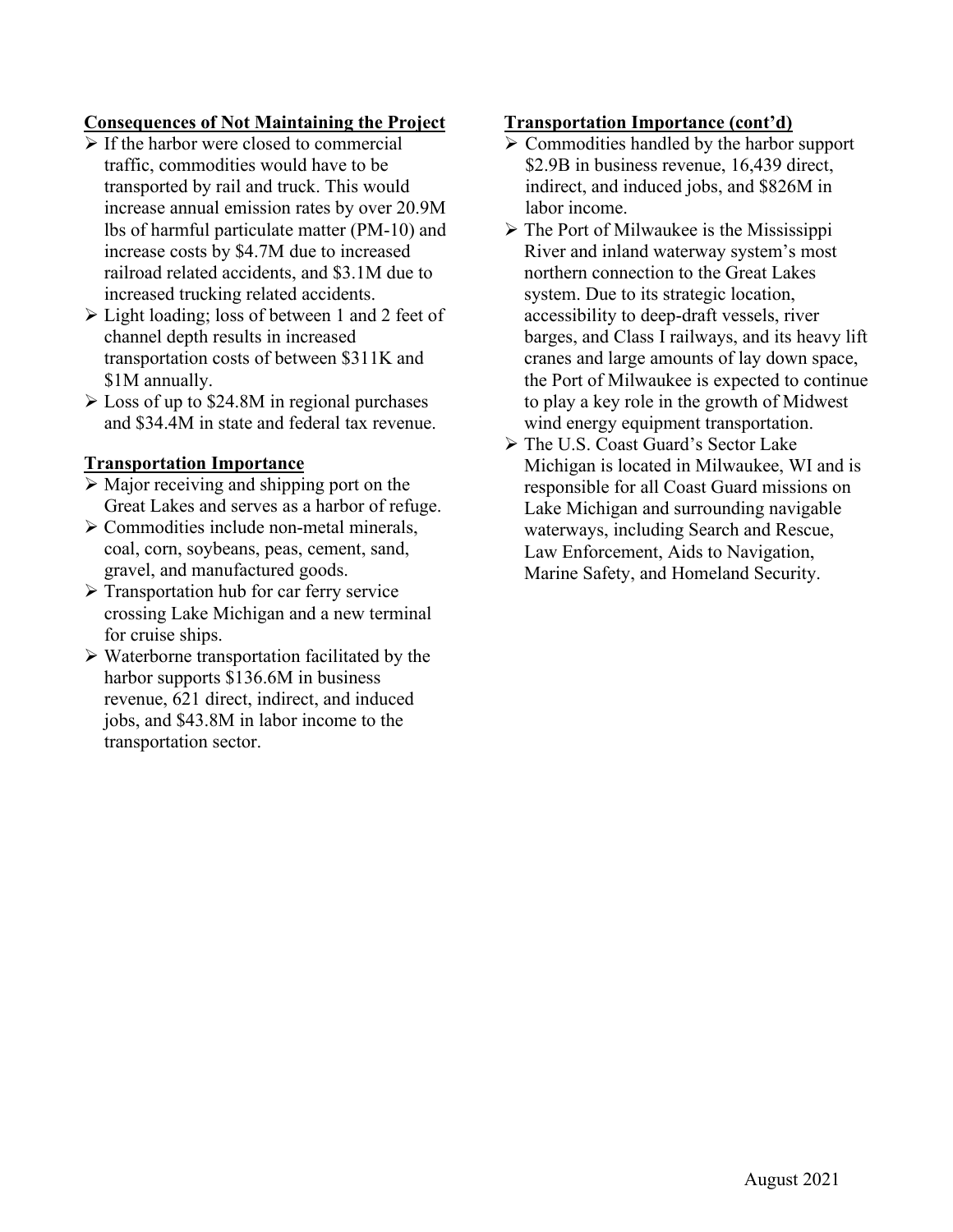## Consequences of Not Maintaining the Project

- If the harbor were closed to commercial traffic, commodities would have to be transported by rail and truck. This would increase annual emission rates by over 20.9M lbs of harmful particulate matter (PM-10) and increase costs by $4.7M due to increased railroad related accidents, and $3.1M due to increased trucking related accidents.
- Light loading; loss of between 1 and 2 feet of channel depth results in increased transportation costs of between $311K and $1M annually.
- Loss of up to $24.8M in regional purchases and $34.4M in state and federal tax revenue.

## Transportation Importance

- Major receiving and shipping port on the Great Lakes and serves as a harbor of refuge.
- Commodities include non-metal minerals, coal, corn, soybeans, peas, cement, sand, gravel, and manufactured goods.
- Transportation hub for car ferry service crossing Lake Michigan and a new terminal for cruise ships.
- Waterborne transportation facilitated by the harbor supports $136.6M in business revenue, 621 direct, indirect, and induced jobs, and $43.8M in labor income to the transportation sector.

## Transportation Importance (cont'd)

- Commodities handled by the harbor support $2.9B in business revenue, 16,439 direct, indirect, and induced jobs, and $826M in labor income.
- The Port of Milwaukee is the Mississippi River and inland waterway system's most northern connection to the Great Lakes system. Due to its strategic location, accessibility to deep-draft vessels, river barges, and Class I railways, and its heavy lift cranes and large amounts of lay down space, the Port of Milwaukee is expected to continue to play a key role in the growth of Midwest wind energy equipment transportation.
- The U.S. Coast Guard's Sector Lake Michigan is located in Milwaukee, WI and is responsible for all Coast Guard missions on Lake Michigan and surrounding navigable waterways, including Search and Rescue, Law Enforcement, Aids to Navigation, Marine Safety, and Homeland Security.

August 2021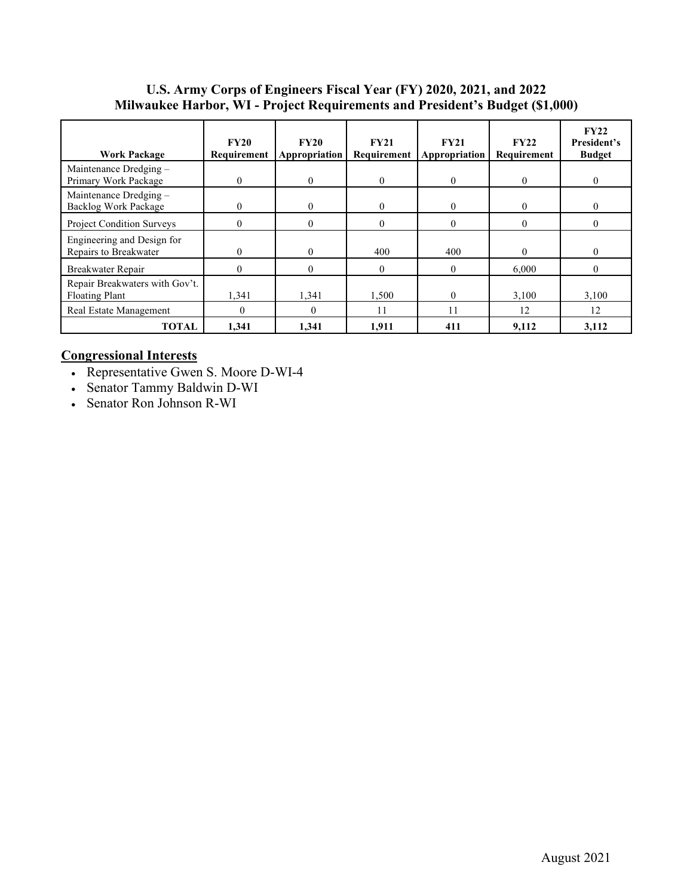**U.S. Army Corps of Engineers Fiscal Year (FY) 2020, 2021, and 2022**
**Milwaukee Harbor, WI - Project Requirements and President's Budget ($1,000)**

| Work Package | FY20 Requirement | FY20 Appropriation | FY21 Requirement | FY21 Appropriation | FY22 Requirement | FY22 President's Budget |
|---|---|---|---|---|---|---|
| Maintenance Dredging – Primary Work Package | 0 | 0 | 0 | 0 | 0 | 0 |
| Maintenance Dredging – Backlog Work Package | 0 | 0 | 0 | 0 | 0 | 0 |
| Project Condition Surveys | 0 | 0 | 0 | 0 | 0 | 0 |
| Engineering and Design for Repairs to Breakwater | 0 | 0 | 400 | 400 | 0 | 0 |
| Breakwater Repair | 0 | 0 | 0 | 0 | 6,000 | 0 |
| Repair Breakwaters with Gov't. Floating Plant | 1,341 | 1,341 | 1,500 | 0 | 3,100 | 3,100 |
| Real Estate Management | 0 | 0 | 11 | 11 | 12 | 12 |
| **TOTAL** | **1,341** | **1,341** | **1,911** | **411** | **9,112** | **3,112** |

## Congressional Interests

- Representative Gwen S. Moore D-WI-4
- Senator Tammy Baldwin D-WI
- Senator Ron Johnson R-WI

August 2021